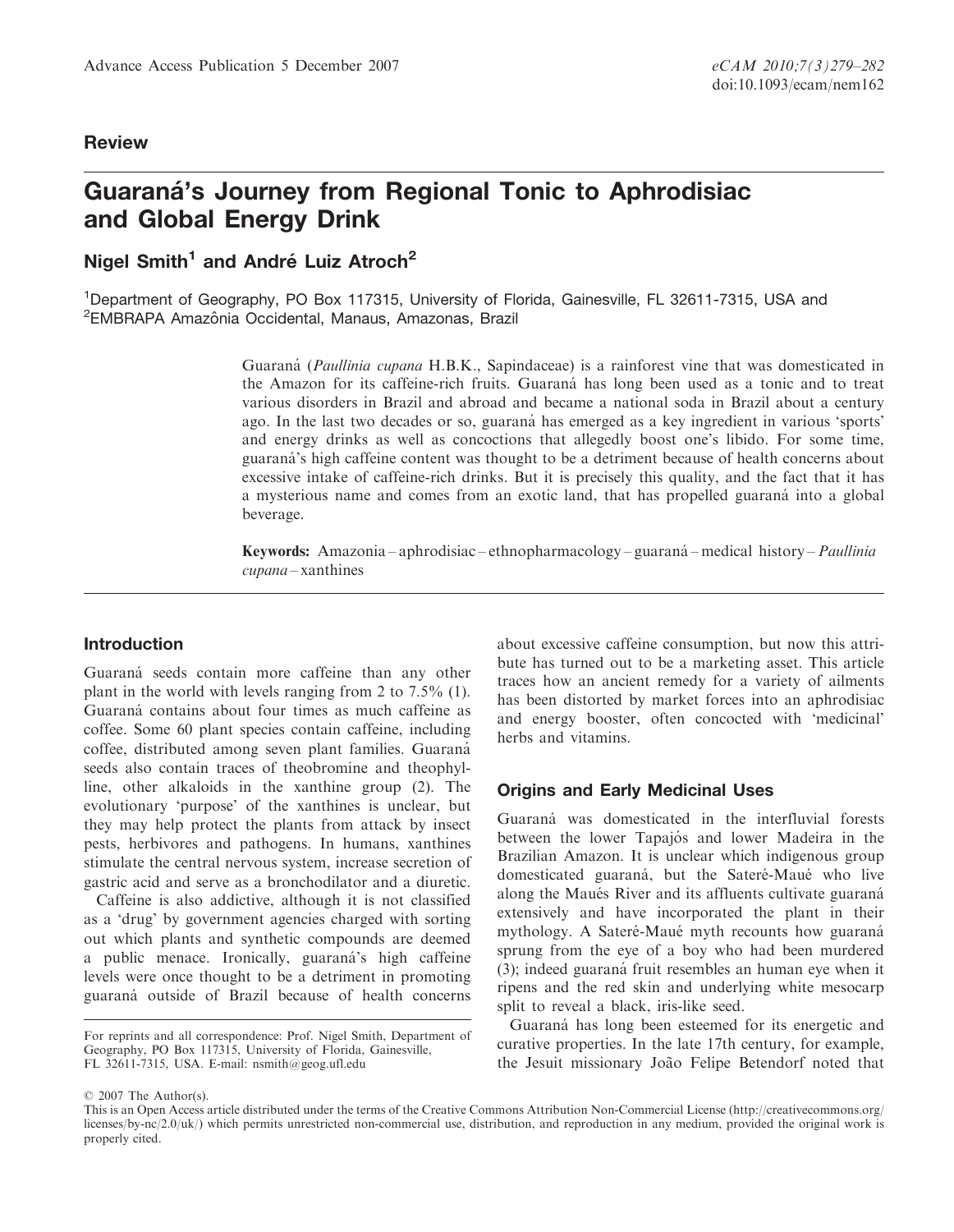Advance Access Publication 5 December 2007

doi:10.1093/ecam/nem162

**Review**

# Guaraná's Journey from Regional Tonic to Aphrodisiac and Global Energy Drink

**Nigel Smith[1] and André Luiz Atroch[2]**

[1]Department of Geography, PO Box 117315, University of Florida, Gainesville, FL 32611-7315, USA and [2]EMBRAPA Amazônia Occidental, Manaus, Amazonas, Brazil

Guaraná (*Paullinia cupana* H.B.K., Sapindaceae) is a rainforest vine that was domesticated in the Amazon for its caffeine-rich fruits. Guaraná has long been used as a tonic and to treat various disorders in Brazil and abroad and became a national soda in Brazil about a century ago. In the last two decades or so, guaraná has emerged as a key ingredient in various 'sports' and energy drinks as well as concoctions that allegedly boost one's libido. For some time, guaraná's high caffeine content was thought to be a detriment because of health concerns about excessive intake of caffeine-rich drinks. But it is precisely this quality, and the fact that it has a mysterious name and comes from an exotic land, that has propelled guaraná into a global beverage.

**Keywords:** Amazonia – aphrodisiac – ethnopharmacology – guaraná – medical history – *Paullinia cupana* – xanthines

## Introduction

Guaraná seeds contain more caffeine than any other plant in the world with levels ranging from 2 to 7.5% (1). Guaraná contains about four times as much caffeine as coffee. Some 60 plant species contain caffeine, including coffee, distributed among seven plant families. Guaraná seeds also contain traces of theobromine and theophylline, other alkaloids in the xanthine group (2). The evolutionary 'purpose' of the xanthines is unclear, but they may help protect the plants from attack by insect pests, herbivores and pathogens. In humans, xanthines stimulate the central nervous system, increase secretion of gastric acid and serve as a bronchodilator and a diuretic.

Caffeine is also addictive, although it is not classified as a 'drug' by government agencies charged with sorting out which plants and synthetic compounds are deemed a public menace. Ironically, guaraná's high caffeine levels were once thought to be a detriment in promoting guaraná outside of Brazil because of health concerns about excessive caffeine consumption, but now this attribute has turned out to be a marketing asset. This article traces how an ancient remedy for a variety of ailments has been distorted by market forces into an aphrodisiac and energy booster, often concocted with 'medicinal' herbs and vitamins.

## Origins and Early Medicinal Uses

Guaraná was domesticated in the interfluvial forests between the lower Tapajós and lower Madeira in the Brazilian Amazon. It is unclear which indigenous group domesticated guaraná, but the Sateré-Maué who live along the Maués River and its affluents cultivate guaraná extensively and have incorporated the plant in their mythology. A Sateré-Maué myth recounts how guaraná sprung from the eye of a boy who had been murdered (3); indeed guaraná fruit resembles an human eye when it ripens and the red skin and underlying white mesocarp split to reveal a black, iris-like seed.

Guaraná has long been esteemed for its energetic and curative properties. In the late 17th century, for example, the Jesuit missionary João Felipe Betendorf noted that

For reprints and all correspondence: Prof. Nigel Smith, Department of Geography, PO Box 117315, University of Florida, Gainesville, FL 32611-7315, USA. E-mail: nsmith@geog.ufl.edu

© 2007 The Author(s).
This is an Open Access article distributed under the terms of the Creative Commons Attribution Non-Commercial License (http://creativecommons.org/licenses/by-nc/2.0/uk/) which permits unrestricted non-commercial use, distribution, and reproduction in any medium, provided the original work is properly cited.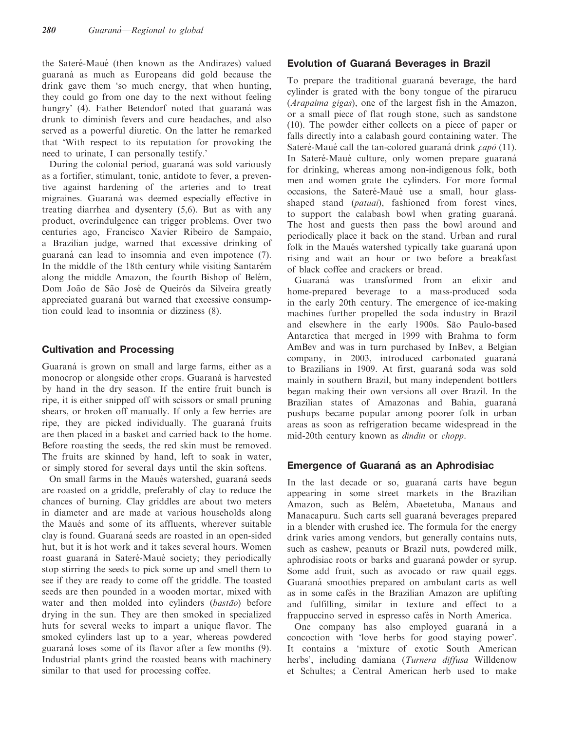the Sateré-Maué (then known as the Andirazes) valued guaraná as much as Europeans did gold because the drink gave them 'so much energy, that when hunting, they could go from one day to the next without feeling hungry' (4). Father Betendorf noted that guaraná was drunk to diminish fevers and cure headaches, and also served as a powerful diuretic. On the latter he remarked that 'With respect to its reputation for provoking the need to urinate, I can personally testify.'

During the colonial period, guaraná was sold variously as a fortifier, stimulant, tonic, antidote to fever, a preventive against hardening of the arteries and to treat migraines. Guaraná was deemed especially effective in treating diarrhea and dysentery (5,6). But as with any product, overindulgence can trigger problems. Over two centuries ago, Francisco Xavier Ribeiro de Sampaio, a Brazilian judge, warned that excessive drinking of guaraná can lead to insomnia and even impotence (7). In the middle of the 18th century while visiting Santarém along the middle Amazon, the fourth Bishop of Belém, Dom João de São José de Queirós da Silveira greatly appreciated guaraná but warned that excessive consumption could lead to insomnia or dizziness (8).

## Cultivation and Processing

Guaraná is grown on small and large farms, either as a monocrop or alongside other crops. Guaraná is harvested by hand in the dry season. If the entire fruit bunch is ripe, it is either snipped off with scissors or small pruning shears, or broken off manually. If only a few berries are ripe, they are picked individually. The guaraná fruits are then placed in a basket and carried back to the home. Before roasting the seeds, the red skin must be removed. The fruits are skinned by hand, left to soak in water, or simply stored for several days until the skin softens.

On small farms in the Maués watershed, guaraná seeds are roasted on a griddle, preferably of clay to reduce the chances of burning. Clay griddles are about two meters in diameter and are made at various households along the Maués and some of its affluents, wherever suitable clay is found. Guaraná seeds are roasted in an open-sided hut, but it is hot work and it takes several hours. Women roast guaraná in Sateré-Maué society; they periodically stop stirring the seeds to pick some up and smell them to see if they are ready to come off the griddle. The toasted seeds are then pounded in a wooden mortar, mixed with water and then molded into cylinders (*bastão*) before drying in the sun. They are then smoked in specialized huts for several weeks to impart a unique flavor. The smoked cylinders last up to a year, whereas powdered guaraná loses some of its flavor after a few months (9). Industrial plants grind the roasted beans with machinery similar to that used for processing coffee.

## Evolution of Guaraná Beverages in Brazil

To prepare the traditional guaraná beverage, the hard cylinder is grated with the bony tongue of the pirarucu (*Arapaima gigas*), one of the largest fish in the Amazon, or a small piece of flat rough stone, such as sandstone (10). The powder either collects on a piece of paper or falls directly into a calabash gourd containing water. The Sateré-Maué call the tan-colored guaraná drink *çapó* (11). In Sateré-Maué culture, only women prepare guaraná for drinking, whereas among non-indigenous folk, both men and women grate the cylinders. For more formal occasions, the Sateré-Maué use a small, hour glass-shaped stand (*patuai*), fashioned from forest vines, to support the calabash bowl when grating guaraná. The host and guests then pass the bowl around and periodically place it back on the stand. Urban and rural folk in the Maués watershed typically take guaraná upon rising and wait an hour or two before a breakfast of black coffee and crackers or bread.

Guaraná was transformed from an elixir and home-prepared beverage to a mass-produced soda in the early 20th century. The emergence of ice-making machines further propelled the soda industry in Brazil and elsewhere in the early 1900s. São Paulo-based Antarctica that merged in 1999 with Brahma to form AmBev and was in turn purchased by InBev, a Belgian company, in 2003, introduced carbonated guaraná to Brazilians in 1909. At first, guaraná soda was sold mainly in southern Brazil, but many independent bottlers began making their own versions all over Brazil. In the Brazilian states of Amazonas and Bahia, guaraná pushups became popular among poorer folk in urban areas as soon as refrigeration became widespread in the mid-20th century known as *dindin* or *chopp*.

## Emergence of Guaraná as an Aphrodisiac

In the last decade or so, guaraná carts have begun appearing in some street markets in the Brazilian Amazon, such as Belém, Abaetetuba, Manaus and Manacapuru. Such carts sell guaraná beverages prepared in a blender with crushed ice. The formula for the energy drink varies among vendors, but generally contains nuts, such as cashew, peanuts or Brazil nuts, powdered milk, aphrodisiac roots or barks and guaraná powder or syrup. Some add fruit, such as avocado or raw quail eggs. Guaraná smoothies prepared on ambulant carts as well as in some cafés in the Brazilian Amazon are uplifting and fulfilling, similar in texture and effect to a frappuccino served in espresso cafés in North America.

One company has also employed guaraná in a concoction with 'love herbs for good staying power'. It contains a 'mixture of exotic South American herbs', including damiana (*Turnera diffusa* Willdenow et Schultes; a Central American herb used to make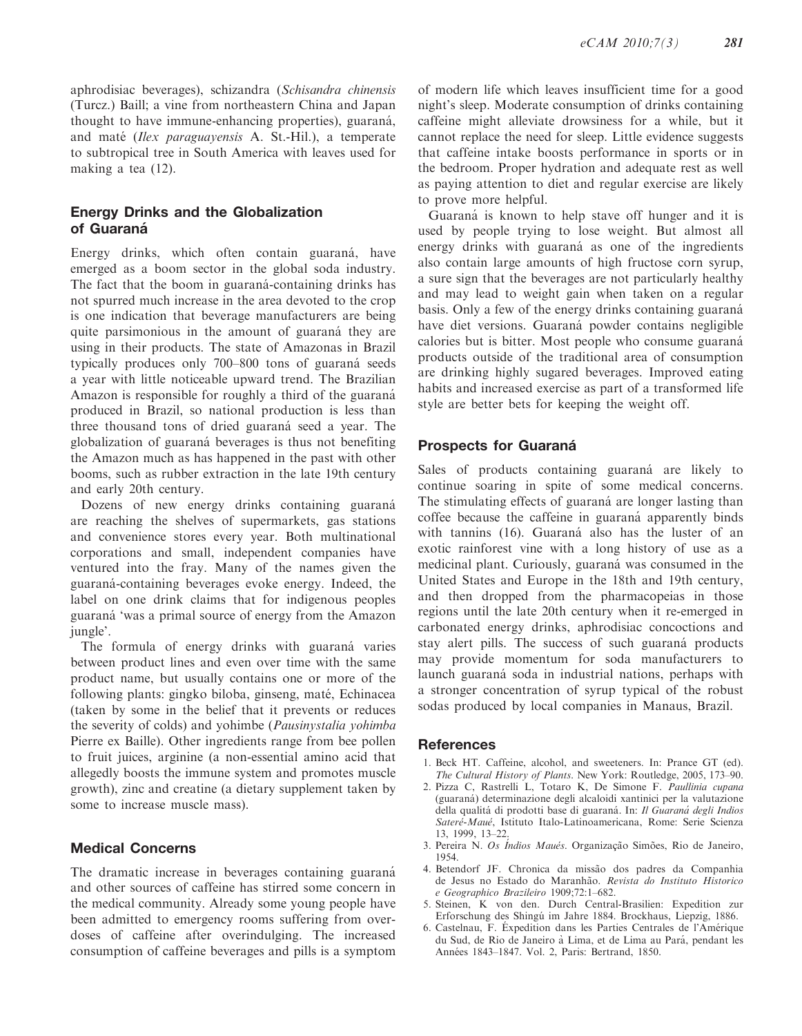aphrodisiac beverages), schizandra (*Schisandra chinensis* (Turcz.) Baill; a vine from northeastern China and Japan thought to have immune-enhancing properties), guaraná, and maté (*Ilex paraguayensis* A. St.-Hil.), a temperate to subtropical tree in South America with leaves used for making a tea (12).

## Energy Drinks and the Globalization of Guaraná

Energy drinks, which often contain guaraná, have emerged as a boom sector in the global soda industry. The fact that the boom in guaraná-containing drinks has not spurred much increase in the area devoted to the crop is one indication that beverage manufacturers are being quite parsimonious in the amount of guaraná they are using in their products. The state of Amazonas in Brazil typically produces only 700–800 tons of guaraná seeds a year with little noticeable upward trend. The Brazilian Amazon is responsible for roughly a third of the guaraná produced in Brazil, so national production is less than three thousand tons of dried guaraná seed a year. The globalization of guaraná beverages is thus not benefiting the Amazon much as has happened in the past with other booms, such as rubber extraction in the late 19th century and early 20th century.

Dozens of new energy drinks containing guaraná are reaching the shelves of supermarkets, gas stations and convenience stores every year. Both multinational corporations and small, independent companies have ventured into the fray. Many of the names given the guaraná-containing beverages evoke energy. Indeed, the label on one drink claims that for indigenous peoples guaraná 'was a primal source of energy from the Amazon jungle'.

The formula of energy drinks with guaraná varies between product lines and even over time with the same product name, but usually contains one or more of the following plants: gingko biloba, ginseng, maté, Echinacea (taken by some in the belief that it prevents or reduces the severity of colds) and yohimbe (*Pausinystalia yohimba* Pierre ex Baille). Other ingredients range from bee pollen to fruit juices, arginine (a non-essential amino acid that allegedly boosts the immune system and promotes muscle growth), zinc and creatine (a dietary supplement taken by some to increase muscle mass).

## Medical Concerns

The dramatic increase in beverages containing guaraná and other sources of caffeine has stirred some concern in the medical community. Already some young people have been admitted to emergency rooms suffering from overdoses of caffeine after overindulging. The increased consumption of caffeine beverages and pills is a symptom of modern life which leaves insufficient time for a good night's sleep. Moderate consumption of drinks containing caffeine might alleviate drowsiness for a while, but it cannot replace the need for sleep. Little evidence suggests that caffeine intake boosts performance in sports or in the bedroom. Proper hydration and adequate rest as well as paying attention to diet and regular exercise are likely to prove more helpful.

Guaraná is known to help stave off hunger and it is used by people trying to lose weight. But almost all energy drinks with guaraná as one of the ingredients also contain large amounts of high fructose corn syrup, a sure sign that the beverages are not particularly healthy and may lead to weight gain when taken on a regular basis. Only a few of the energy drinks containing guaraná have diet versions. Guaraná powder contains negligible calories but is bitter. Most people who consume guaraná products outside of the traditional area of consumption are drinking highly sugared beverages. Improved eating habits and increased exercise as part of a transformed life style are better bets for keeping the weight off.

## Prospects for Guaraná

Sales of products containing guaraná are likely to continue soaring in spite of some medical concerns. The stimulating effects of guaraná are longer lasting than coffee because the caffeine in guaraná apparently binds with tannins (16). Guaraná also has the luster of an exotic rainforest vine with a long history of use as a medicinal plant. Curiously, guaraná was consumed in the United States and Europe in the 18th and 19th century, and then dropped from the pharmacopeias in those regions until the late 20th century when it re-emerged in carbonated energy drinks, aphrodisiac concoctions and stay alert pills. The success of such guaraná products may provide momentum for soda manufacturers to launch guaraná soda in industrial nations, perhaps with a stronger concentration of syrup typical of the robust sodas produced by local companies in Manaus, Brazil.

## References

1. Beck HT. Caffeine, alcohol, and sweeteners. In: Prance GT (ed). *The Cultural History of Plants*. New York: Routledge, 2005, 173–90.
2. Pizza C, Rastrelli L, Totaro K, De Simone F. *Paullinia cupana* (guaraná) determinazione degli alcaloidi xantinici per la valutazione della qualitá di prodotti base di guaraná. In: *Il Guaraná degli Indios Sateré-Maué*, Istituto Italo-Latinoamericana, Rome: Serie Scienza 13, 1999, 13–22.
3. Pereira N. *Os Índios Maués*. Organização Simões, Rio de Janeiro, 1954.
4. Betendorf JF. Chronica da missão dos padres da Companhia de Jesus no Estado do Maranhão. *Revista do Instituto Historico e Geographico Brazileiro* 1909;72:1–682.
5. Steinen, K von den. Durch Central-Brasilien: Expedition zur Erforschung des Shingú im Jahre 1884. Brockhaus, Liepzig, 1886.
6. Castelnau, F. Éxpedition dans les Parties Centrales de l'Amérique du Sud, de Rio de Janeiro à Lima, et de Lima au Pará, pendant les Années 1843–1847. Vol. 2, Paris: Bertrand, 1850.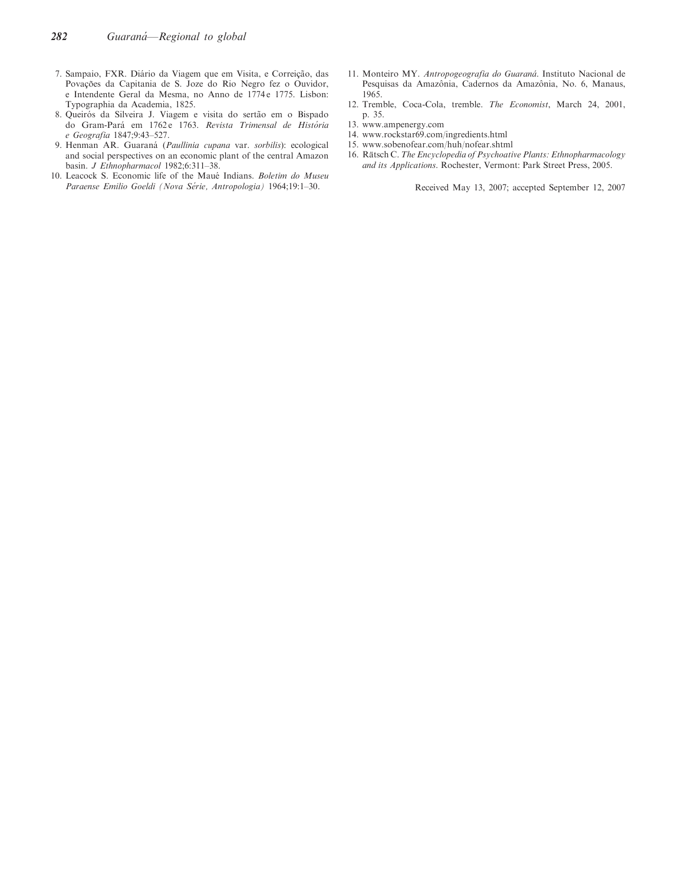7. Sampaio, FXR. Diário da Viagem que em Visita, e Correição, das Povações da Capitania de S. Joze do Rio Negro fez o Ouvidor, e Intendente Geral da Mesma, no Anno de 1774 e 1775. Lisbon: Typographia da Academia, 1825.
8. Queirós da Silveira J. Viagem e visita do sertão em o Bispado do Gram-Pará em 1762 e 1763. *Revista Trimensal de História e Geografia* 1847;9:43–527.
9. Henman AR. Guaraná (*Paullinia cupana* var. *sorbilis*): ecological and social perspectives on an economic plant of the central Amazon basin. *J Ethnopharmacol* 1982;6:311–38.
10. Leacock S. Economic life of the Maué Indians. *Boletim do Museu Paraense Emilio Goeldi (Nova Série, Antropologia)* 1964;19:1–30.
11. Monteiro MY. *Antropogeografia do Guaraná*. Instituto Nacional de Pesquisas da Amazônia, Cadernos da Amazônia, No. 6, Manaus, 1965.
12. Tremble, Coca-Cola, tremble. *The Economist*, March 24, 2001, p. 35.
13. www.ampenergy.com
14. www.rockstar69.com/ingredients.html
15. www.sobenofear.com/huh/nofear.shtml
16. Rätsch C. *The Encyclopedia of Psychoative Plants: Ethnopharmacology and its Applications*. Rochester, Vermont: Park Street Press, 2005.

Received May 13, 2007; accepted September 12, 2007